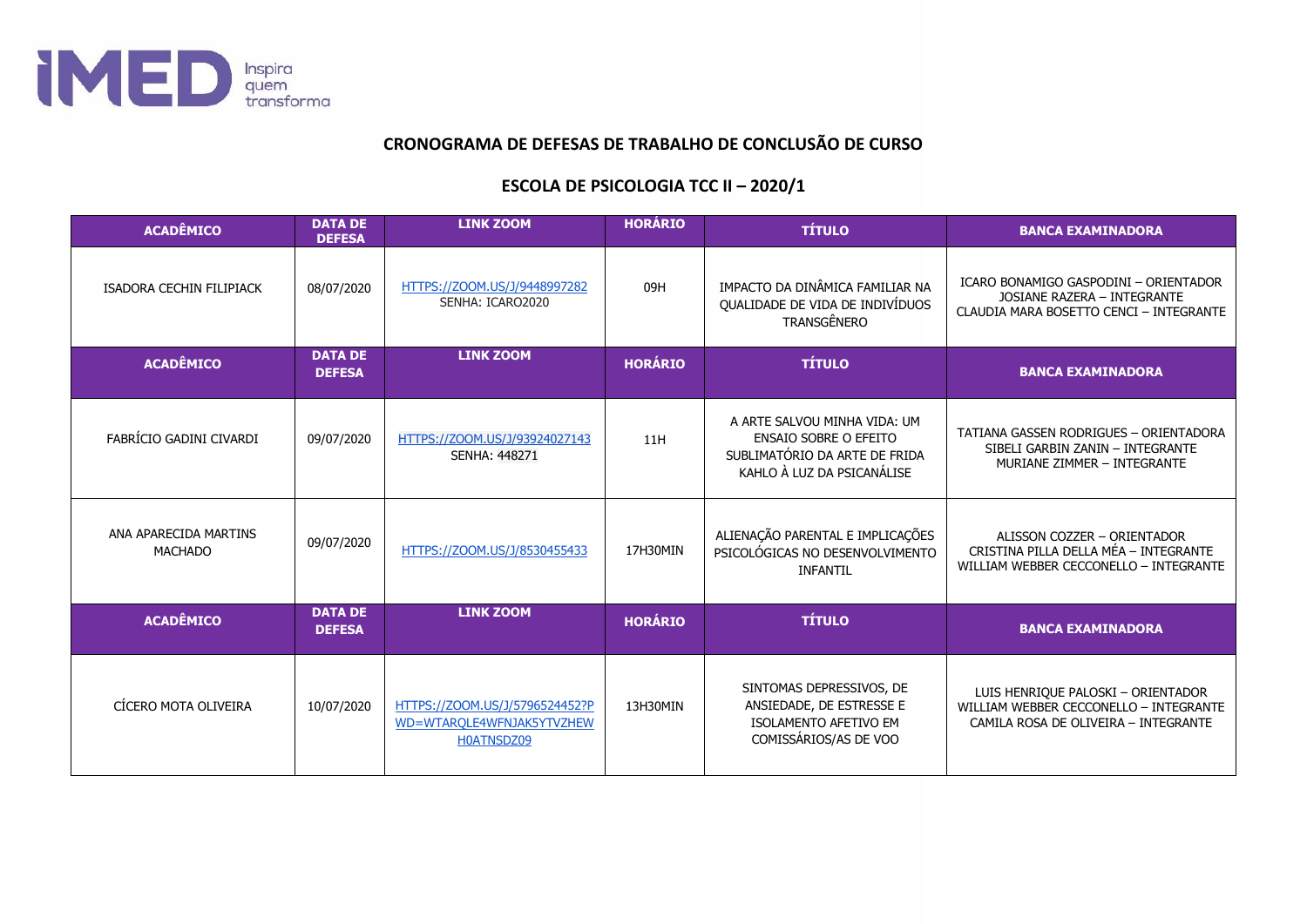## CRONOGRAMA DE DEFESAS DE TRABALHO DE CONCLUSÃO DE CURSO

## ESCOLA DE PSICOLOGIA TCC II – 2020/1

| ACADÊMICO | DATA DE DEFESA | LINK ZOOM | HORÁRIO | TÍTULO | BANCA EXAMINADORA |
|---|---|---|---|---|---|
| ISADORA CECHIN FILIPIACK | 08/07/2020 | HTTPS://ZOOM.US/J/9448997282 SENHA: ICARO2020 | 09H | IMPACTO DA DINÂMICA FAMILIAR NA QUALIDADE DE VIDA DE INDIVÍDUOS TRANSGÊNERO | ICARO BONAMIGO GASPODINI – ORIENTADOR<br>JOSIANE RAZERA – INTEGRANTE<br>CLAUDIA MARA BOSETTO CENCI – INTEGRANTE |
| **ACADÊMICO** | **DATA DE DEFESA** | **LINK ZOOM** | **HORÁRIO** | **TÍTULO** | **BANCA EXAMINADORA** |
| FABRÍCIO GADINI CIVARDI | 09/07/2020 | HTTPS://ZOOM.US/J/93924027143 SENHA: 448271 | 11H | A ARTE SALVOU MINHA VIDA: UM ENSAIO SOBRE O EFEITO SUBLIMATÓRIO DA ARTE DE FRIDA KAHLO À LUZ DA PSICANÁLISE | TATIANA GASSEN RODRIGUES – ORIENTADORA<br>SIBELI GARBIN ZANIN – INTEGRANTE<br>MURIANE ZIMMER – INTEGRANTE |
| ANA APARECIDA MARTINS MACHADO | 09/07/2020 | HTTPS://ZOOM.US/J/8530455433 | 17H30MIN | ALIENAÇÃO PARENTAL E IMPLICAÇÕES PSICOLÓGICAS NO DESENVOLVIMENTO INFANTIL | ALISSON COZZER – ORIENTADOR<br>CRISTINA PILLA DELLA MÉA – INTEGRANTE<br>WILLIAM WEBBER CECCONELLO – INTEGRANTE |
| **ACADÊMICO** | **DATA DE DEFESA** | **LINK ZOOM** | **HORÁRIO** | **TÍTULO** | **BANCA EXAMINADORA** |
| CÍCERO MOTA OLIVEIRA | 10/07/2020 | HTTPS://ZOOM.US/J/5796524452?PWD=WTARQLE4WFNJAK5YTVZHEWH0ATNSDZ09 | 13H30MIN | SINTOMAS DEPRESSIVOS, DE ANSIEDADE, DE ESTRESSE E ISOLAMENTO AFETIVO EM COMISSÁRIOS/AS DE VOO | LUIS HENRIQUE PALOSKI – ORIENTADOR<br>WILLIAM WEBBER CECCONELLO – INTEGRANTE<br>CAMILA ROSA DE OLIVEIRA – INTEGRANTE |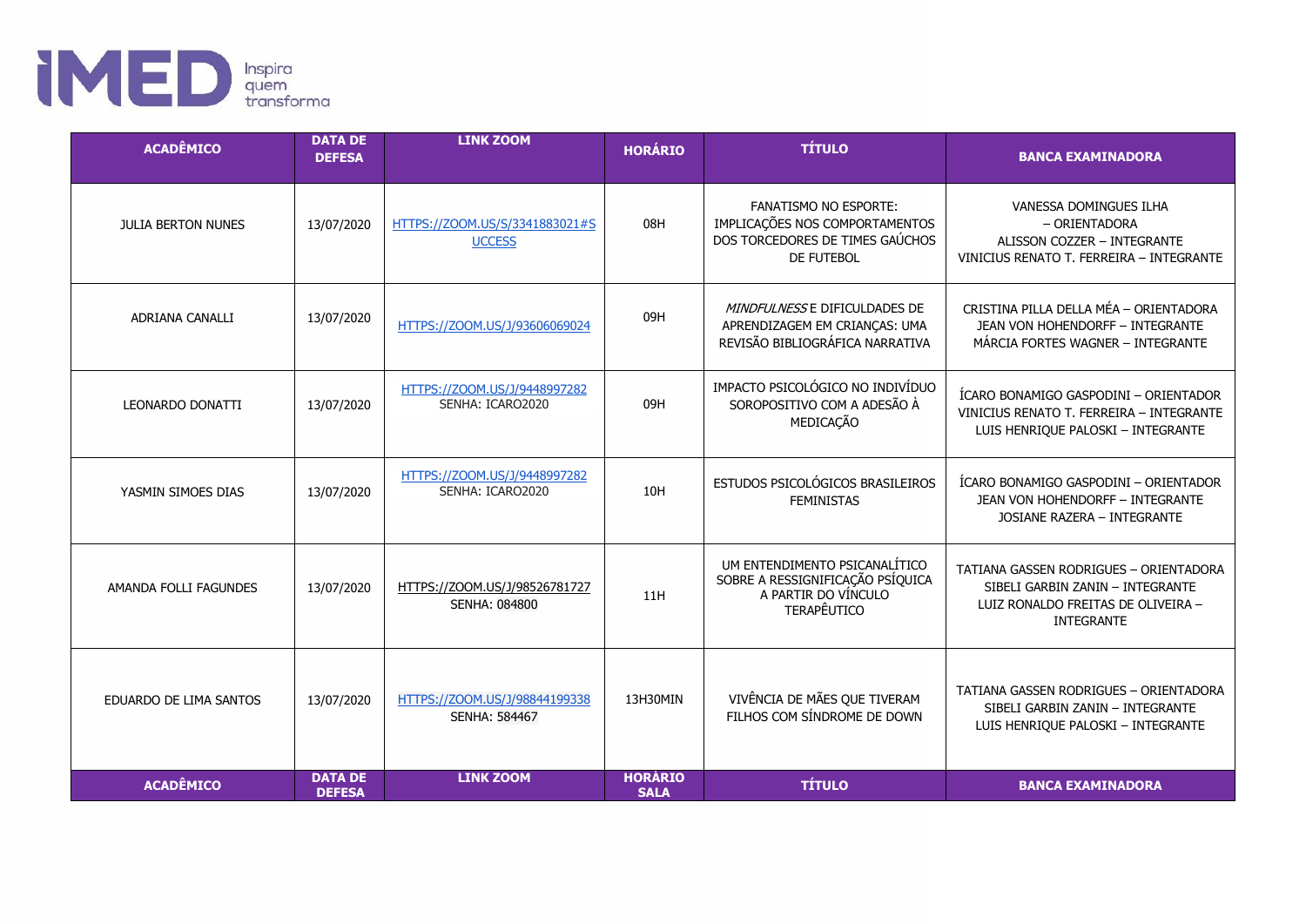| ACADÊMICO | DATA DE DEFESA | LINK ZOOM | HORÁRIO | TÍTULO | BANCA EXAMINADORA |
|---|---|---|---|---|---|
| JULIA BERTON NUNES | 13/07/2020 | HTTPS://ZOOM.US/S/3341883021#SUCCESS | 08H | FANATISMO NO ESPORTE: IMPLICAÇÕES NOS COMPORTAMENTOS DOS TORCEDORES DE TIMES GAÚCHOS DE FUTEBOL | VANESSA DOMINGUES ILHA – ORIENTADORA<br>ALISSON COZZER – INTEGRANTE<br>VINICIUS RENATO T. FERREIRA – INTEGRANTE |
| ADRIANA CANALLI | 13/07/2020 | HTTPS://ZOOM.US/J/93606069024 | 09H | *MINDFULNESS* E DIFICULDADES DE APRENDIZAGEM EM CRIANÇAS: UMA REVISÃO BIBLIOGRÁFICA NARRATIVA | CRISTINA PILLA DELLA MÉA – ORIENTADORA<br>JEAN VON HOHENDORFF – INTEGRANTE<br>MÁRCIA FORTES WAGNER – INTEGRANTE |
| LEONARDO DONATTI | 13/07/2020 | HTTPS://ZOOM.US/J/9448997282<br>SENHA: ICARO2020 | 09H | IMPACTO PSICOLÓGICO NO INDIVÍDUO SOROPOSITIVO COM A ADESÃO À MEDICAÇÃO | ÍCARO BONAMIGO GASPODINI – ORIENTADOR<br>VINICIUS RENATO T. FERREIRA – INTEGRANTE<br>LUIS HENRIQUE PALOSKI – INTEGRANTE |
| YASMIN SIMOES DIAS | 13/07/2020 | HTTPS://ZOOM.US/J/9448997282<br>SENHA: ICARO2020 | 10H | ESTUDOS PSICOLÓGICOS BRASILEIROS FEMINISTAS | ÍCARO BONAMIGO GASPODINI – ORIENTADOR<br>JEAN VON HOHENDORFF – INTEGRANTE<br>JOSIANE RAZERA – INTEGRANTE |
| AMANDA FOLLI FAGUNDES | 13/07/2020 | HTTPS://ZOOM.US/J/98526781727<br>SENHA: 084800 | 11H | UM ENTENDIMENTO PSICANALÍTICO SOBRE A RESSIGNIFICAÇÃO PSÍQUICA A PARTIR DO VÍNCULO TERAPÊUTICO | TATIANA GASSEN RODRIGUES – ORIENTADORA<br>SIBELI GARBIN ZANIN – INTEGRANTE<br>LUIZ RONALDO FREITAS DE OLIVEIRA – INTEGRANTE |
| EDUARDO DE LIMA SANTOS | 13/07/2020 | HTTPS://ZOOM.US/J/98844199338<br>SENHA: 584467 | 13H30MIN | VIVÊNCIA DE MÃES QUE TIVERAM FILHOS COM SÍNDROME DE DOWN | TATIANA GASSEN RODRIGUES – ORIENTADORA<br>SIBELI GARBIN ZANIN – INTEGRANTE<br>LUIS HENRIQUE PALOSKI – INTEGRANTE |
| **ACADÊMICO** | **DATA DE DEFESA** | **LINK ZOOM** | **HORÁRIO SALA** | **TÍTULO** | **BANCA EXAMINADORA** |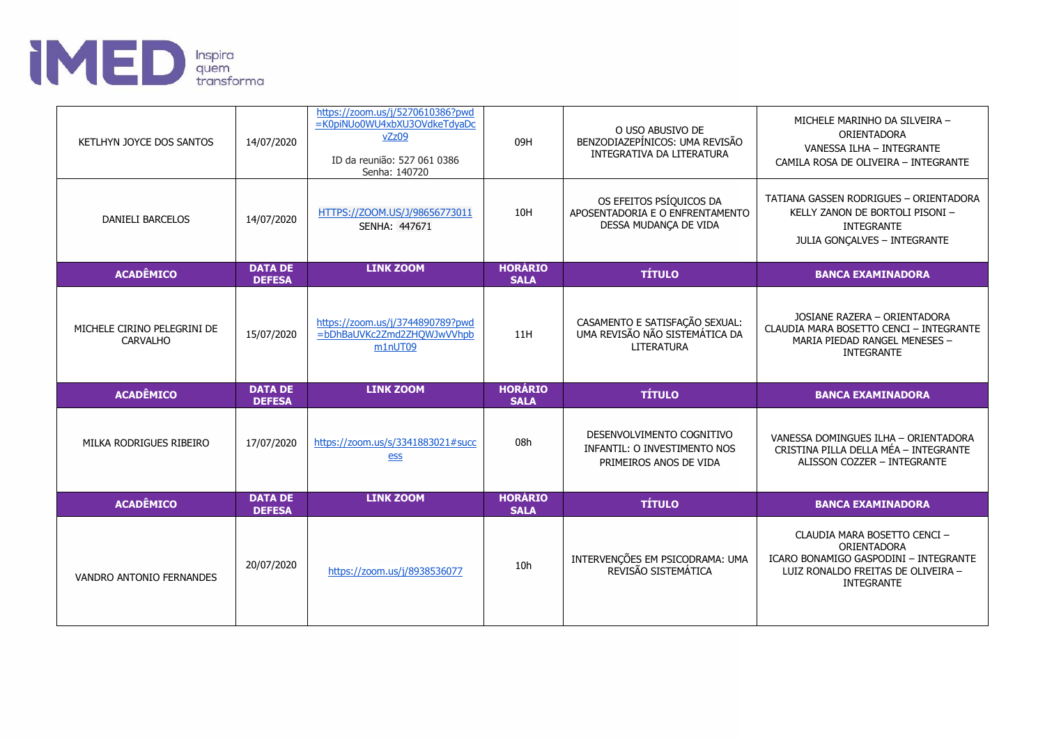| ACADÊMICO | DATA DE DEFESA | LINK ZOOM | HORÁRIO SALA | TÍTULO | BANCA EXAMINADORA |
|---|---|---|---|---|---|
| KETLHYN JOYCE DOS SANTOS | 14/07/2020 | https://zoom.us/j/5270610386?pwd=K0piNUo0WU4xbXU3OVdkeTdyaDcvZz09<br>ID da reunião: 527 061 0386<br>Senha: 140720 | 09H | O USO ABUSIVO DE BENZODIAZEPÍNICOS: UMA REVISÃO INTEGRATIVA DA LITERATURA | MICHELE MARINHO DA SILVEIRA – ORIENTADORA<br>VANESSA ILHA – INTEGRANTE<br>CAMILA ROSA DE OLIVEIRA – INTEGRANTE |
| DANIELI BARCELOS | 14/07/2020 | HTTPS://ZOOM.US/J/98656773011<br>SENHA: 447671 | 10H | OS EFEITOS PSÍQUICOS DA APOSENTADORIA E O ENFRENTAMENTO DESSA MUDANÇA DE VIDA | TATIANA GASSEN RODRIGUES – ORIENTADORA<br>KELLY ZANON DE BORTOLI PISONI – INTEGRANTE<br>JULIA GONÇALVES – INTEGRANTE |
| **ACADÊMICO** | **DATA DE DEFESA** | **LINK ZOOM** | **HORÁRIO SALA** | **TÍTULO** | **BANCA EXAMINADORA** |
| MICHELE CIRINO PELEGRINI DE CARVALHO | 15/07/2020 | https://zoom.us/j/3744890789?pwd=bDhBaUVKc2Zmd2ZHQWJwVVhpbm1nUT09 | 11H | CASAMENTO E SATISFAÇÃO SEXUAL: UMA REVISÃO NÃO SISTEMÁTICA DA LITERATURA | JOSIANE RAZERA – ORIENTADORA<br>CLAUDIA MARA BOSETTO CENCI – INTEGRANTE<br>MARIA PIEDAD RANGEL MENESES – INTEGRANTE |
| **ACADÊMICO** | **DATA DE DEFESA** | **LINK ZOOM** | **HORÁRIO SALA** | **TÍTULO** | **BANCA EXAMINADORA** |
| MILKA RODRIGUES RIBEIRO | 17/07/2020 | https://zoom.us/s/3341883021#success | 08h | DESENVOLVIMENTO COGNITIVO INFANTIL: O INVESTIMENTO NOS PRIMEIROS ANOS DE VIDA | VANESSA DOMINGUES ILHA – ORIENTADORA<br>CRISTINA PILLA DELLA MÉA – INTEGRANTE<br>ALISSON COZZER – INTEGRANTE |
| **ACADÊMICO** | **DATA DE DEFESA** | **LINK ZOOM** | **HORÁRIO SALA** | **TÍTULO** | **BANCA EXAMINADORA** |
| VANDRO ANTONIO FERNANDES | 20/07/2020 | https://zoom.us/j/8938536077 | 10h | INTERVENÇÕES EM PSICODRAMA: UMA REVISÃO SISTEMÁTICA | CLAUDIA MARA BOSETTO CENCI – ORIENTADORA<br>ICARO BONAMIGO GASPODINI – INTEGRANTE<br>LUIZ RONALDO FREITAS DE OLIVEIRA – INTEGRANTE |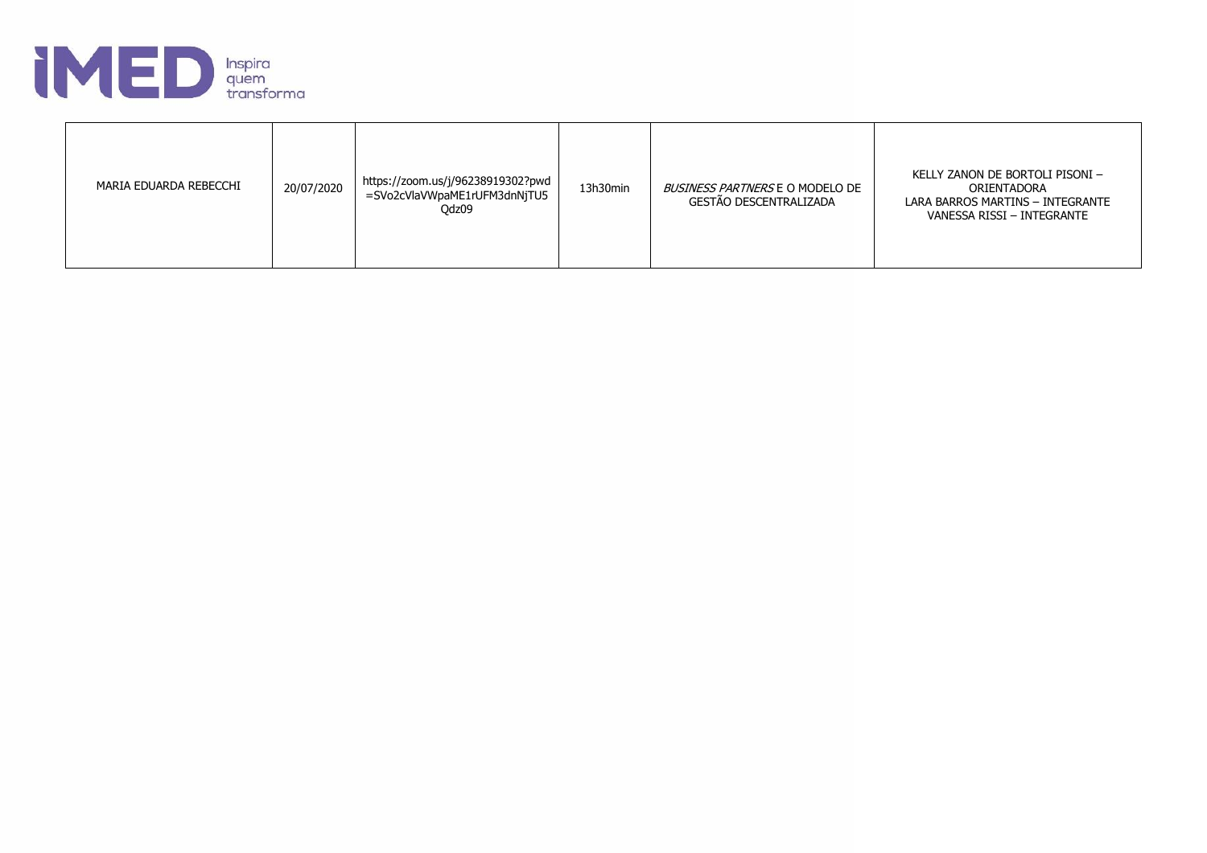| | | | | | |
|---|---|---|---|---|---|
| MARIA EDUARDA REBECCHI | 20/07/2020 | https://zoom.us/j/96238919302?pwd=SVo2cVlaVWpaME1rUFM3dnNjTU5Qdz09 | 13h30min | *BUSINESS PARTNERS* E O MODELO DE GESTÃO DESCENTRALIZADA | KELLY ZANON DE BORTOLI PISONI – ORIENTADORA<br>LARA BARROS MARTINS – INTEGRANTE<br>VANESSA RISSI – INTEGRANTE |